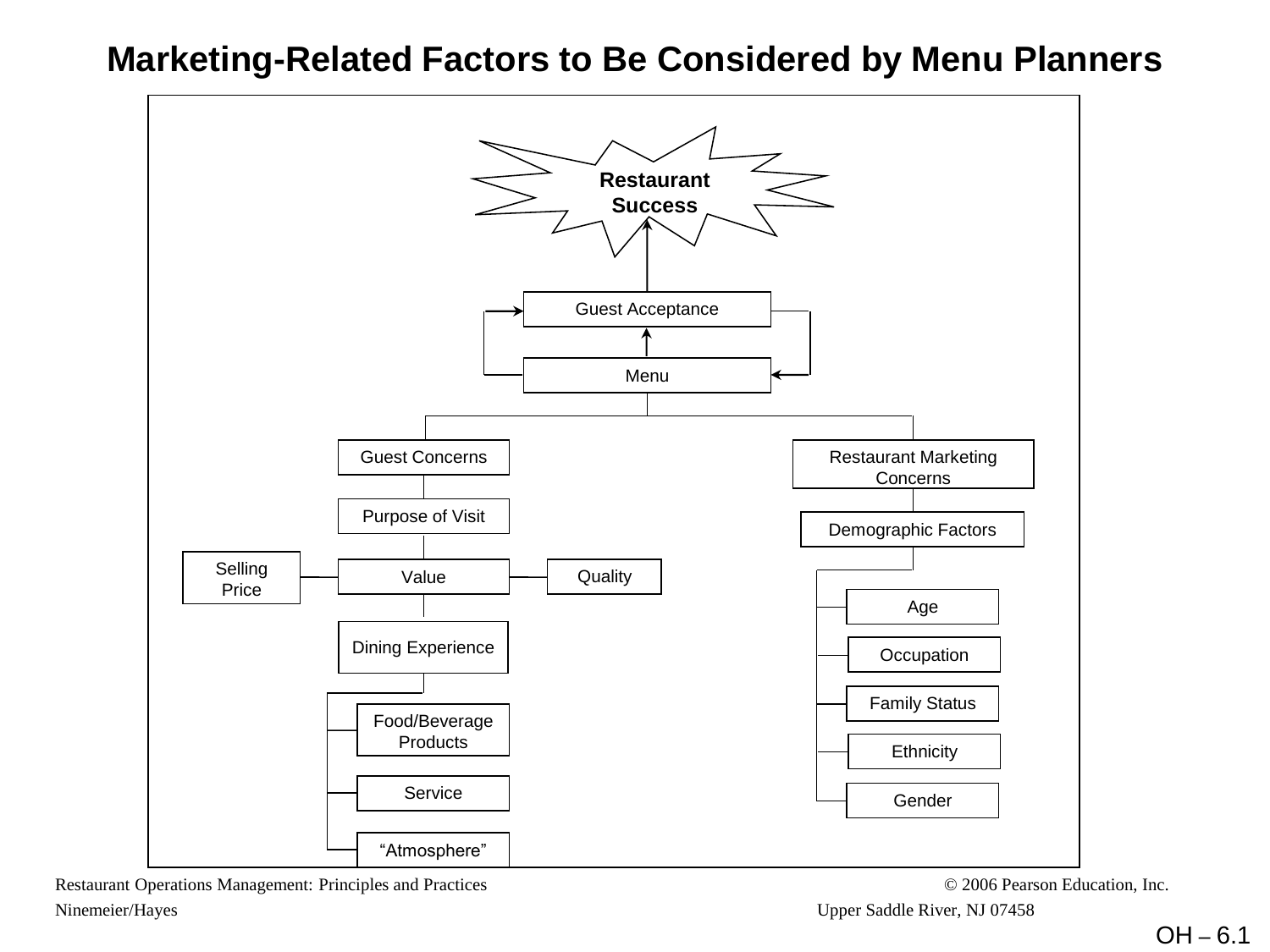# Marketing-Related Factors to Be Considered by Menu Planners

**Restaurant Success**

Guest Acceptance

Menu

Guest Concerns

- Purpose of Visit
- Value
  - Selling Price
  - Quality
- Dining Experience
  - Food/Beverage Products
  - Service
  - "Atmosphere"

Restaurant Marketing Concerns

- Demographic Factors
  - Age
  - Occupation
  - Family Status
  - Ethnicity
  - Gender

Restaurant Operations Management: Principles and Practices
Ninemeier/Hayes

© 2006 Pearson Education, Inc.
Upper Saddle River, NJ 07458

OH – 6.1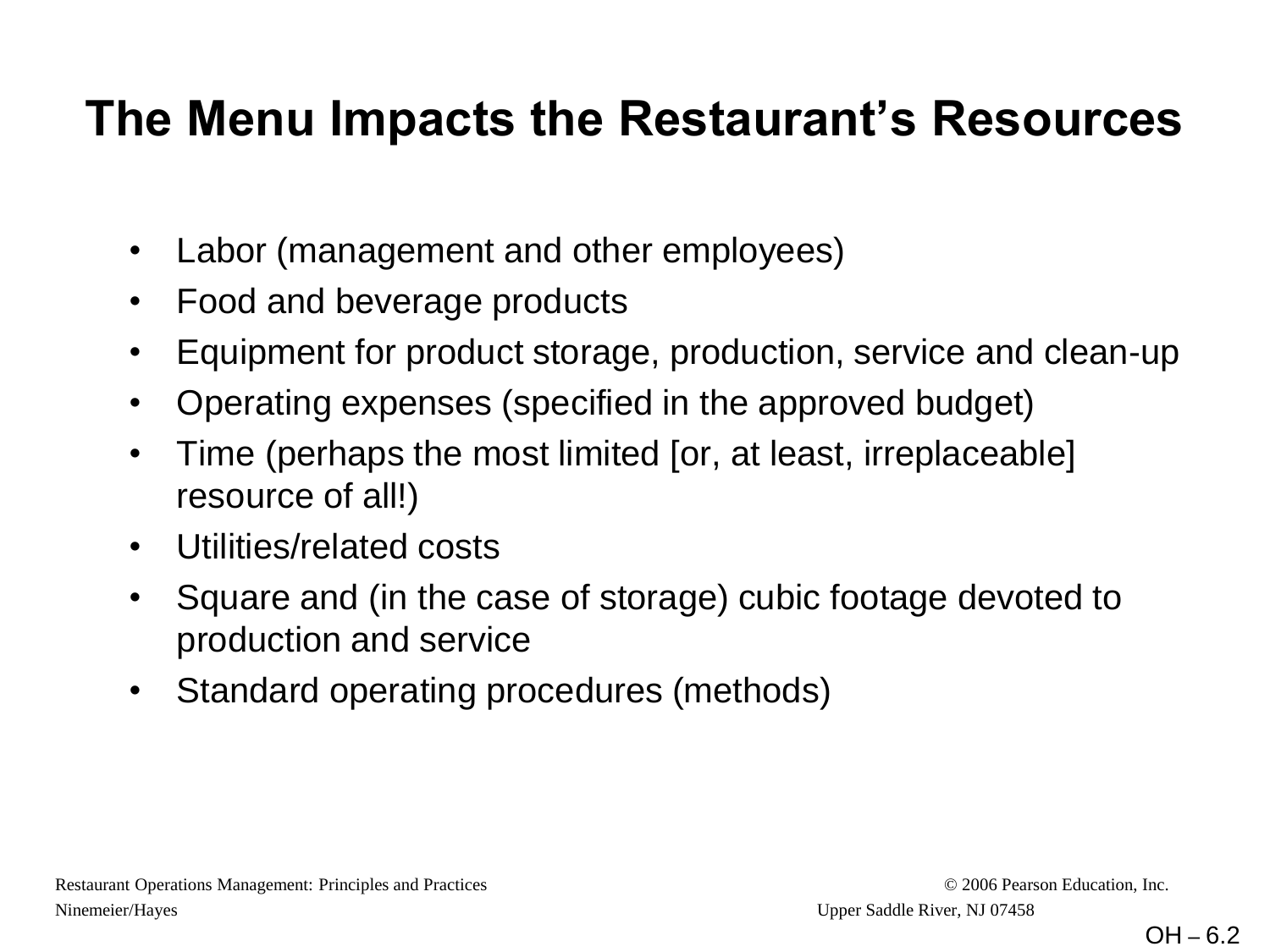# The Menu Impacts the Restaurant's Resources

- Labor (management and other employees)
- Food and beverage products
- Equipment for product storage, production, service and clean-up
- Operating expenses (specified in the approved budget)
- Time (perhaps the most limited [or, at least, irreplaceable] resource of all!)
- Utilities/related costs
- Square and (in the case of storage) cubic footage devoted to production and service
- Standard operating procedures (methods)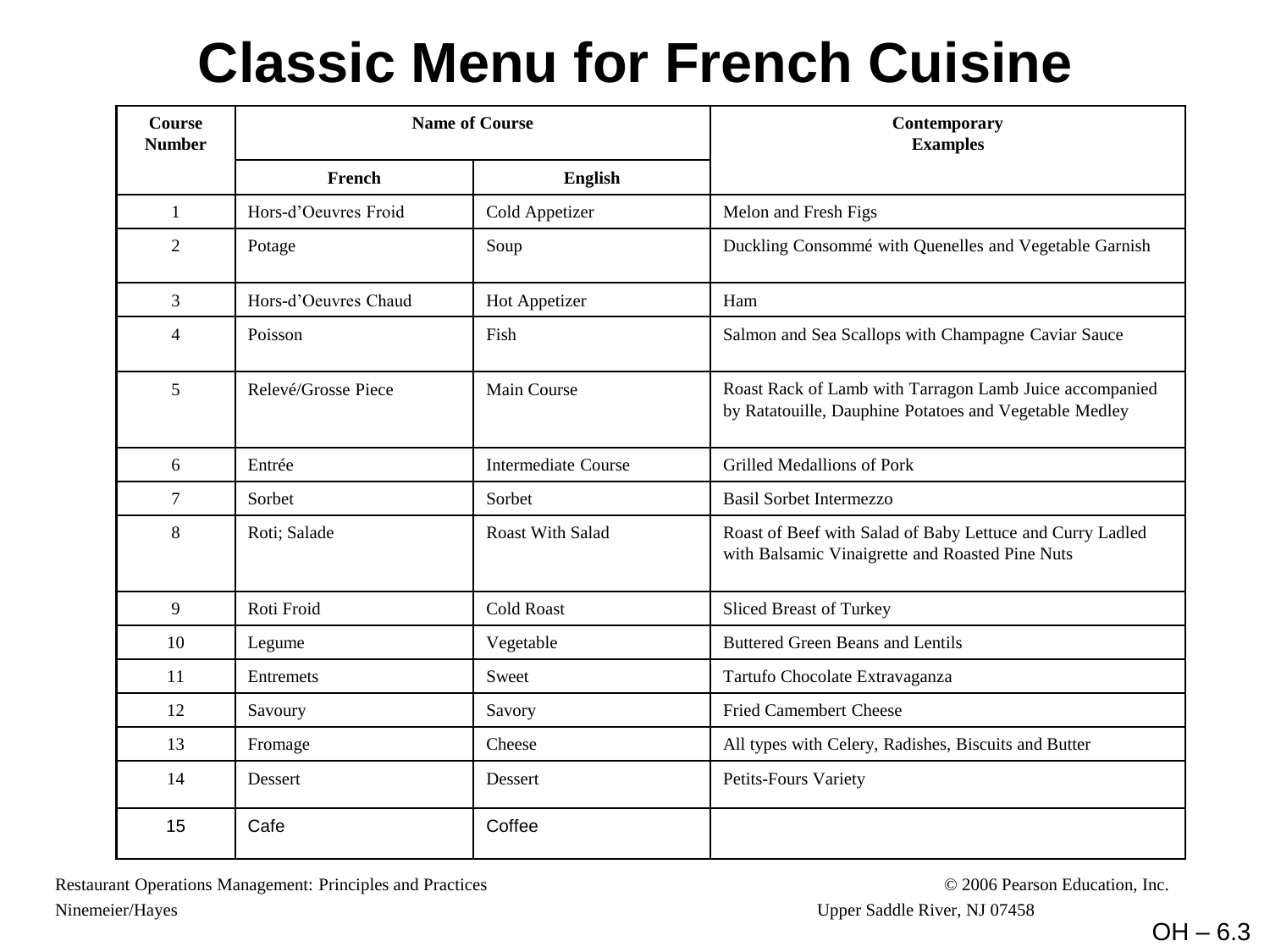# Classic Menu for French Cuisine

| Course Number | Name of Course | | Contemporary Examples |
|---|---|---|---|
| | French | English | |
| 1 | Hors-d'Oeuvres Froid | Cold Appetizer | Melon and Fresh Figs |
| 2 | Potage | Soup | Duckling Consommé with Quenelles and Vegetable Garnish |
| 3 | Hors-d'Oeuvres Chaud | Hot Appetizer | Ham |
| 4 | Poisson | Fish | Salmon and Sea Scallops with Champagne Caviar Sauce |
| 5 | Relevé/Grosse Piece | Main Course | Roast Rack of Lamb with Tarragon Lamb Juice accompanied by Ratatouille, Dauphine Potatoes and Vegetable Medley |
| 6 | Entrée | Intermediate Course | Grilled Medallions of Pork |
| 7 | Sorbet | Sorbet | Basil Sorbet Intermezzo |
| 8 | Roti; Salade | Roast With Salad | Roast of Beef with Salad of Baby Lettuce and Curry Ladled with Balsamic Vinaigrette and Roasted Pine Nuts |
| 9 | Roti Froid | Cold Roast | Sliced Breast of Turkey |
| 10 | Legume | Vegetable | Buttered Green Beans and Lentils |
| 11 | Entremets | Sweet | Tartufo Chocolate Extravaganza |
| 12 | Savoury | Savory | Fried Camembert Cheese |
| 13 | Fromage | Cheese | All types with Celery, Radishes, Biscuits and Butter |
| 14 | Dessert | Dessert | Petits-Fours Variety |
| 15 | Cafe | Coffee | |

Restaurant Operations Management: Principles and Practices
Ninemeier/Hayes

© 2006 Pearson Education, Inc.
Upper Saddle River, NJ 07458

OH – 6.3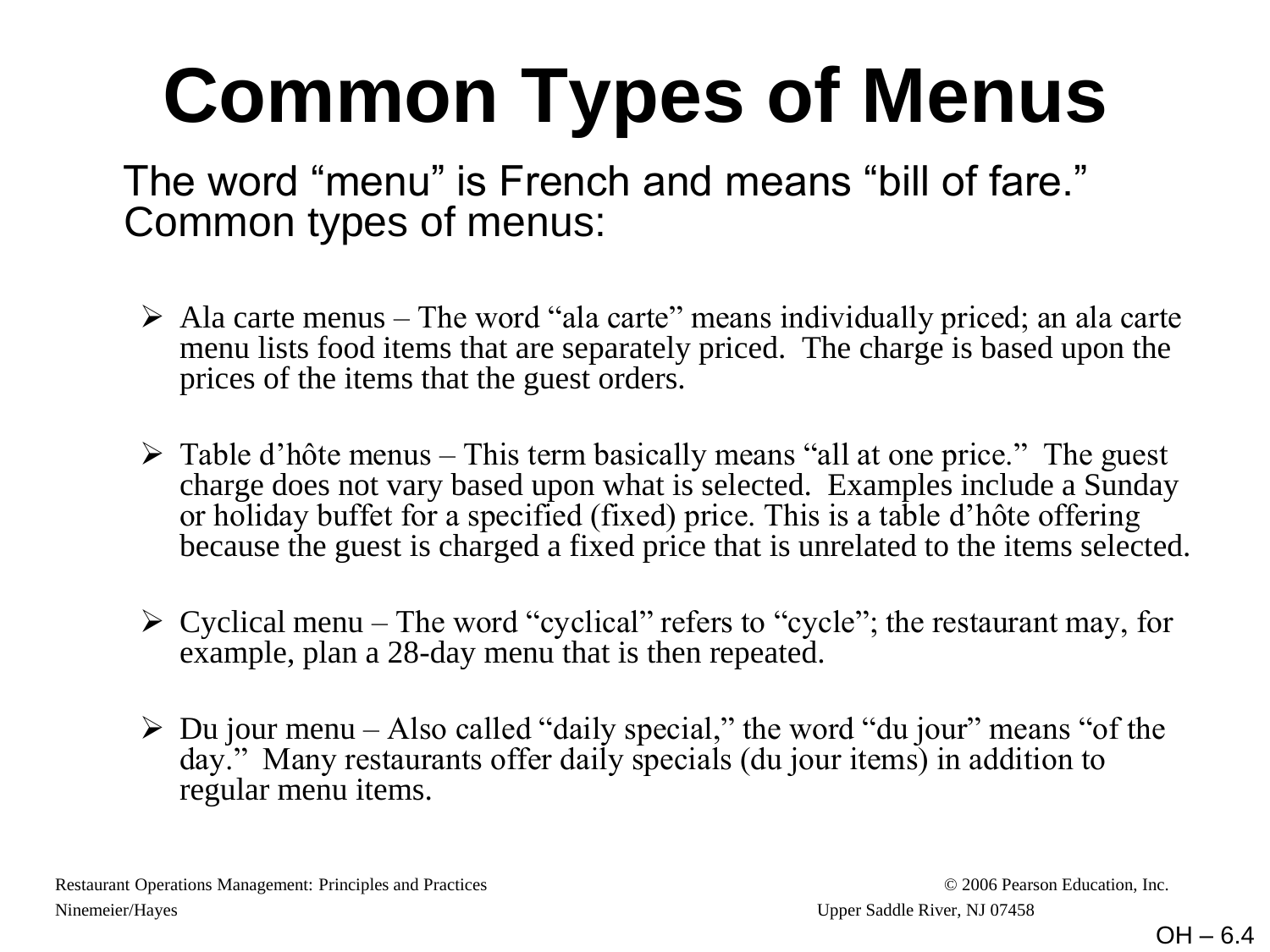# Common Types of Menus

The word "menu" is French and means "bill of fare." Common types of menus:

- Ala carte menus – The word "ala carte" means individually priced; an ala carte menu lists food items that are separately priced. The charge is based upon the prices of the items that the guest orders.

- Table d'hôte menus – This term basically means "all at one price." The guest charge does not vary based upon what is selected. Examples include a Sunday or holiday buffet for a specified (fixed) price. This is a table d'hôte offering because the guest is charged a fixed price that is unrelated to the items selected.

- Cyclical menu – The word "cyclical" refers to "cycle"; the restaurant may, for example, plan a 28-day menu that is then repeated.

- Du jour menu – Also called "daily special," the word "du jour" means "of the day." Many restaurants offer daily specials (du jour items) in addition to regular menu items.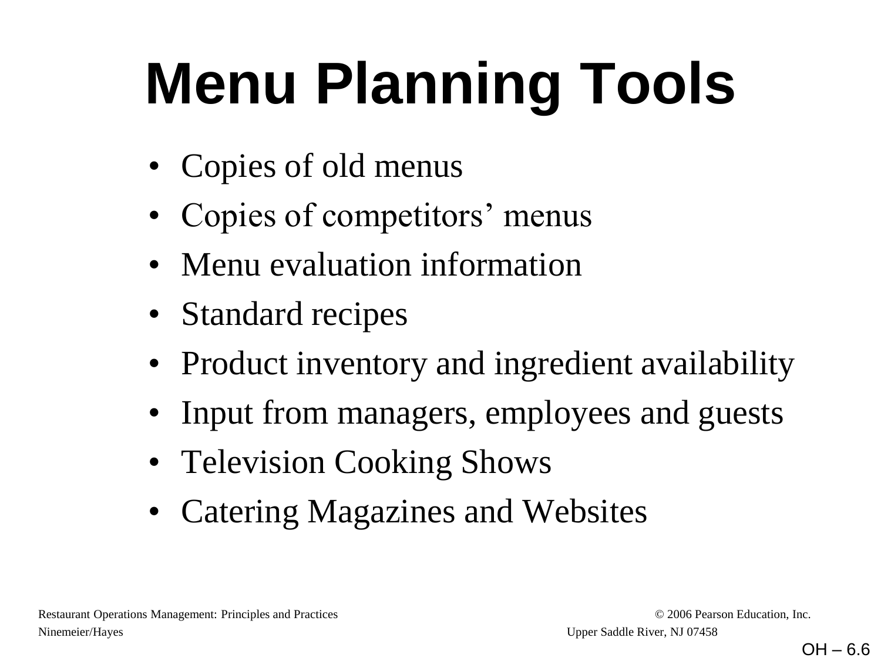# Menu Planning Tools

- Copies of old menus
- Copies of competitors' menus
- Menu evaluation information
- Standard recipes
- Product inventory and ingredient availability
- Input from managers, employees and guests
- Television Cooking Shows
- Catering Magazines and Websites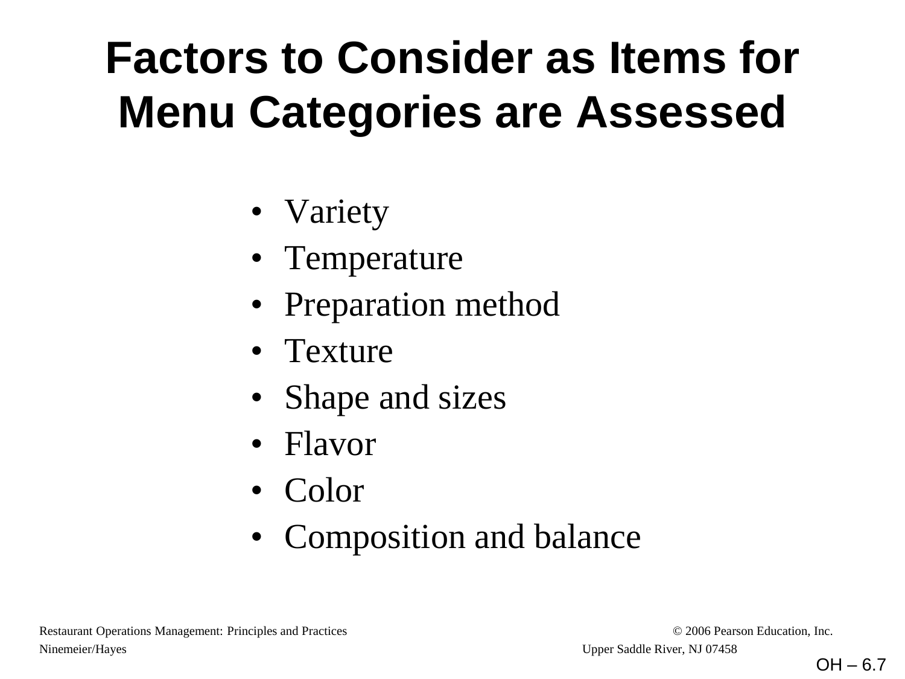# Factors to Consider as Items for Menu Categories are Assessed

- Variety
- Temperature
- Preparation method
- Texture
- Shape and sizes
- Flavor
- Color
- Composition and balance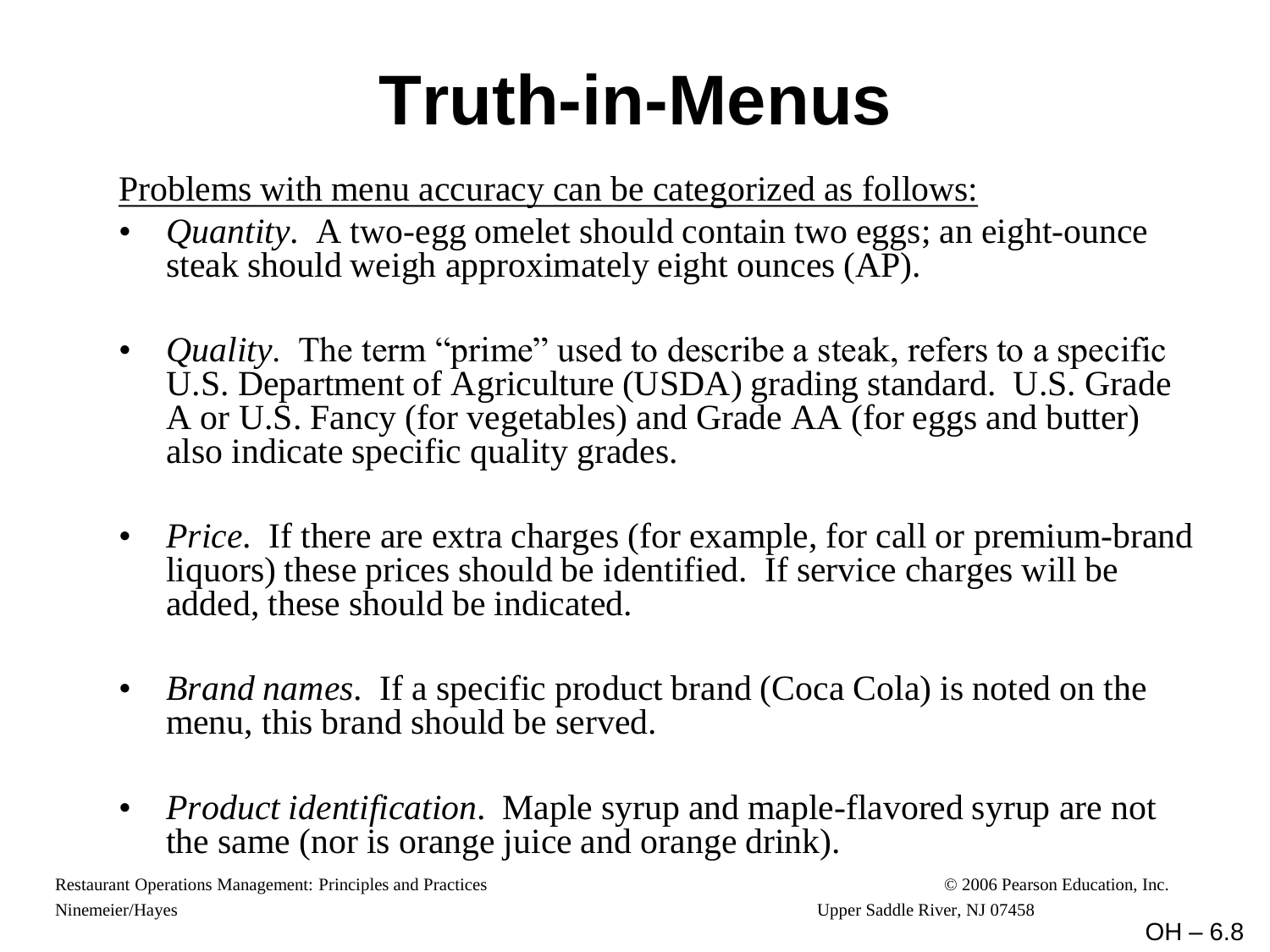# Truth-in-Menus

Problems with menu accuracy can be categorized as follows:

- *Quantity*. A two-egg omelet should contain two eggs; an eight-ounce steak should weigh approximately eight ounces (AP).
- *Quality*. The term "prime" used to describe a steak, refers to a specific U.S. Department of Agriculture (USDA) grading standard. U.S. Grade A or U.S. Fancy (for vegetables) and Grade AA (for eggs and butter) also indicate specific quality grades.
- *Price*. If there are extra charges (for example, for call or premium-brand liquors) these prices should be identified. If service charges will be added, these should be indicated.
- *Brand names*. If a specific product brand (Coca Cola) is noted on the menu, this brand should be served.
- *Product identification*. Maple syrup and maple-flavored syrup are not the same (nor is orange juice and orange drink).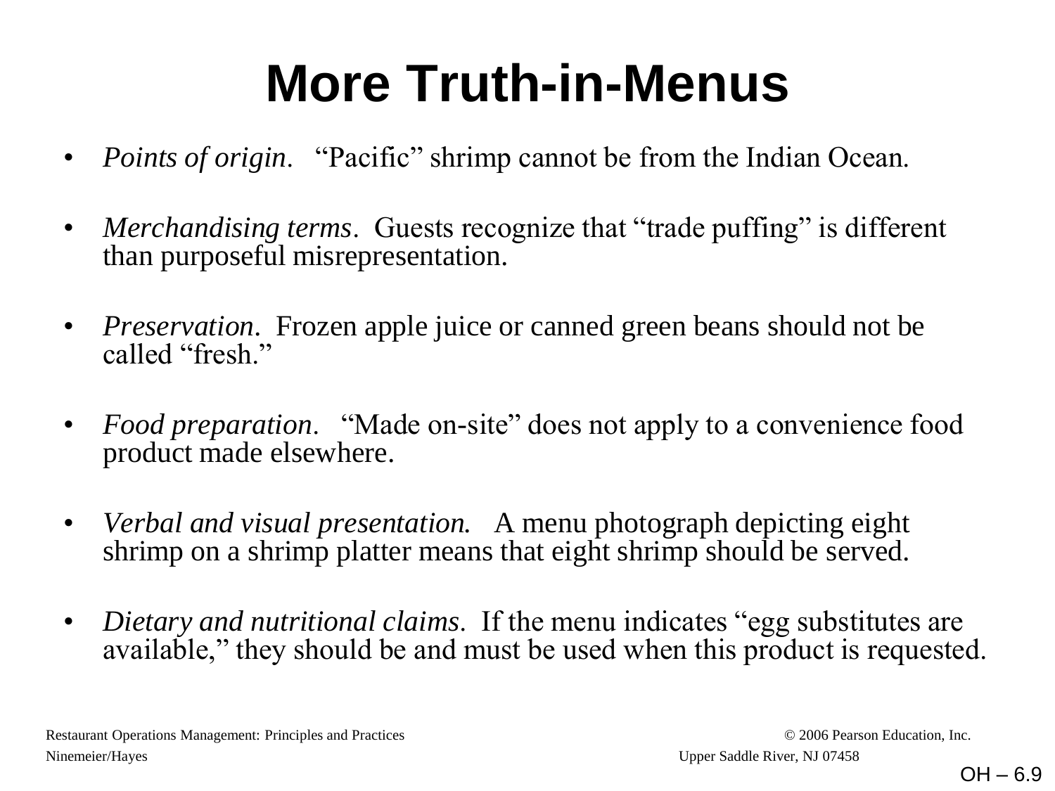# More Truth-in-Menus

- *Points of origin*. "Pacific" shrimp cannot be from the Indian Ocean.
- *Merchandising terms*. Guests recognize that "trade puffing" is different than purposeful misrepresentation.
- *Preservation*. Frozen apple juice or canned green beans should not be called "fresh."
- *Food preparation*. "Made on-site" does not apply to a convenience food product made elsewhere.
- *Verbal and visual presentation.* A menu photograph depicting eight shrimp on a shrimp platter means that eight shrimp should be served.
- *Dietary and nutritional claims*. If the menu indicates "egg substitutes are available," they should be and must be used when this product is requested.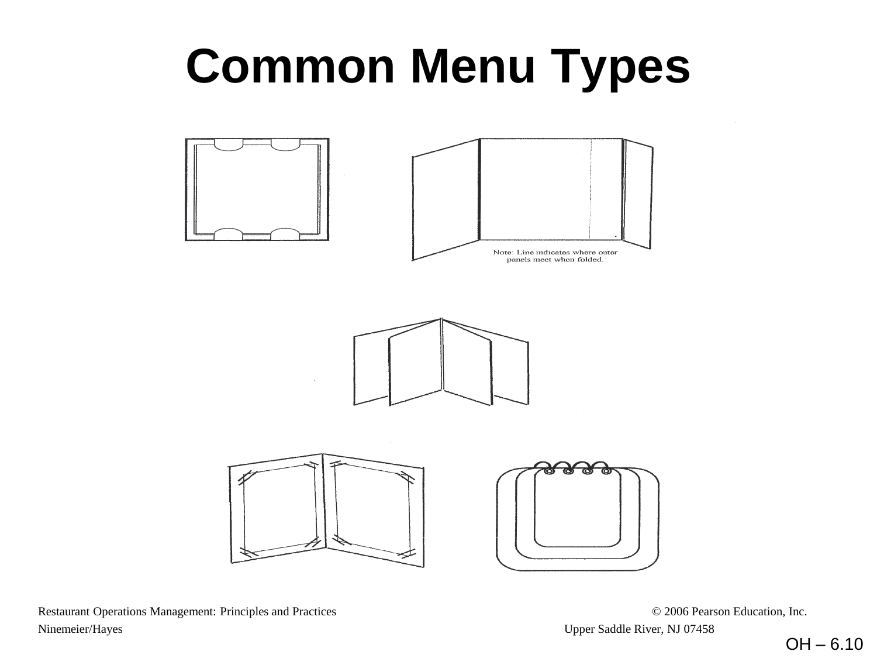# Common Menu Types

Note: Line indicates where outer panels meet when folded.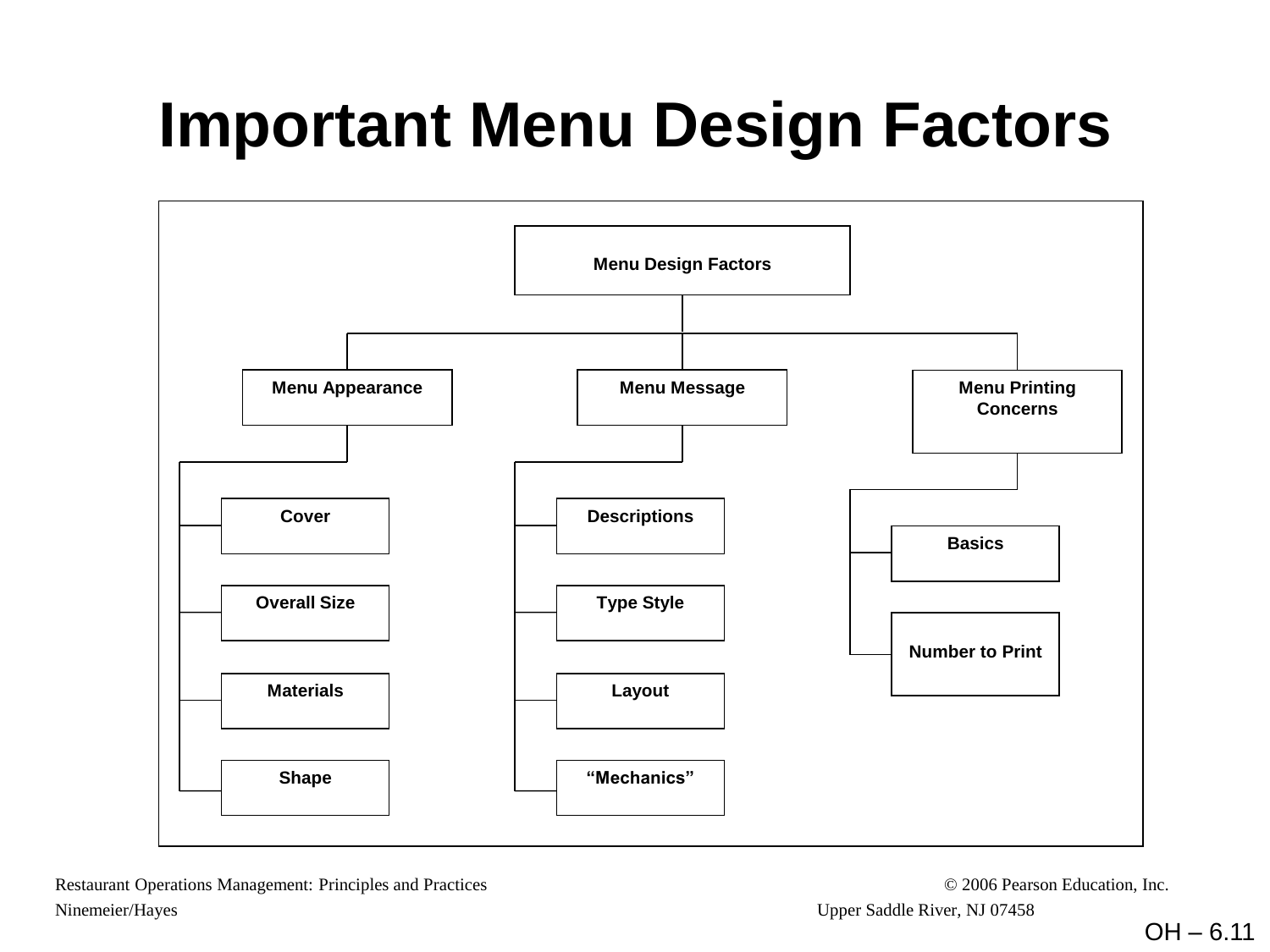# Important Menu Design Factors

- **Menu Design Factors**
  - **Menu Appearance**
    - Cover
    - Overall Size
    - Materials
    - Shape
  - **Menu Message**
    - Descriptions
    - Type Style
    - Layout
    - "Mechanics"
  - **Menu Printing Concerns**
    - Basics
    - Number to Print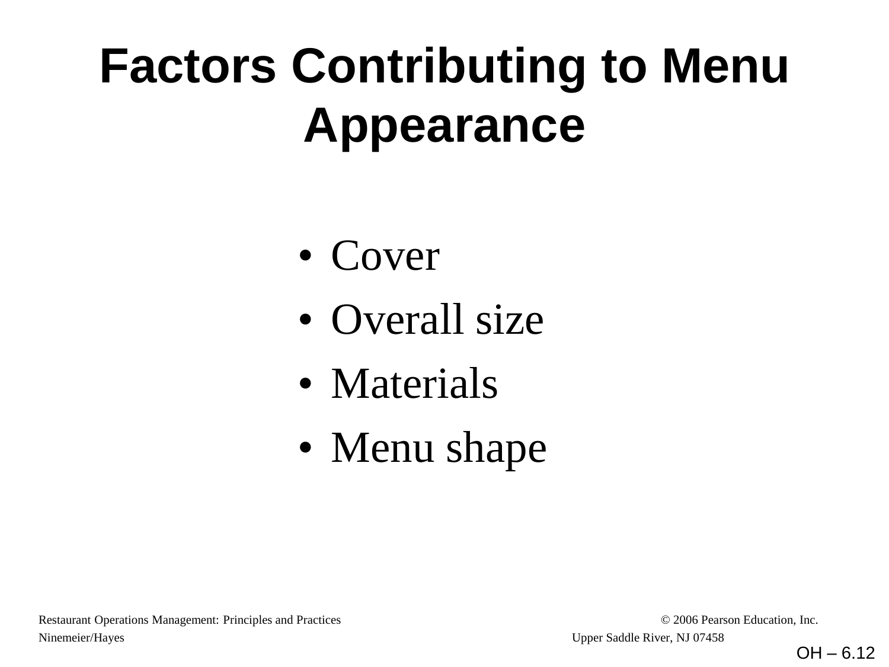# Factors Contributing to Menu Appearance

- Cover
- Overall size
- Materials
- Menu shape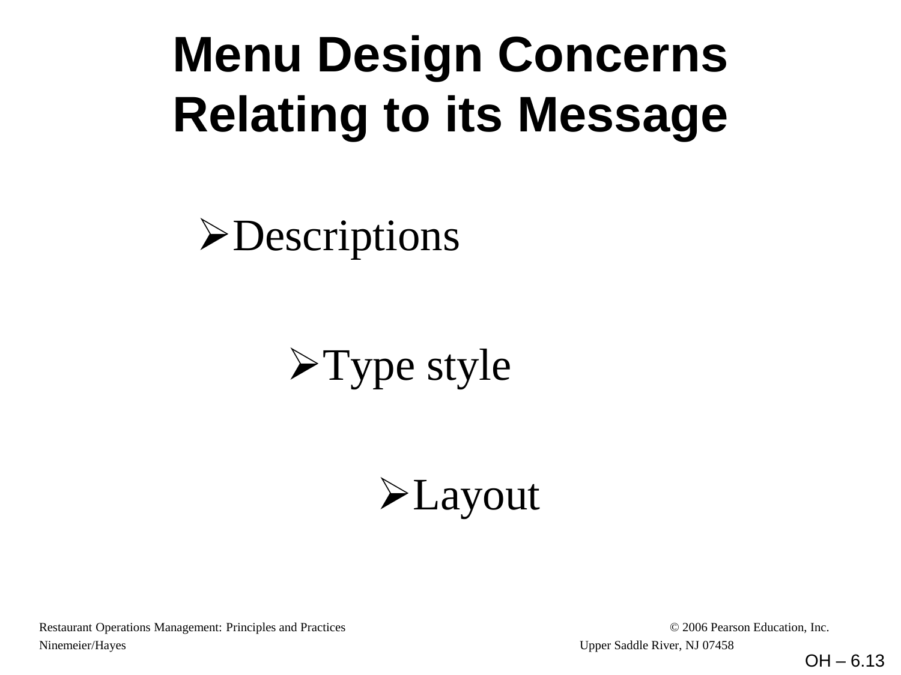# Menu Design Concerns Relating to its Message

- Descriptions
- Type style
- Layout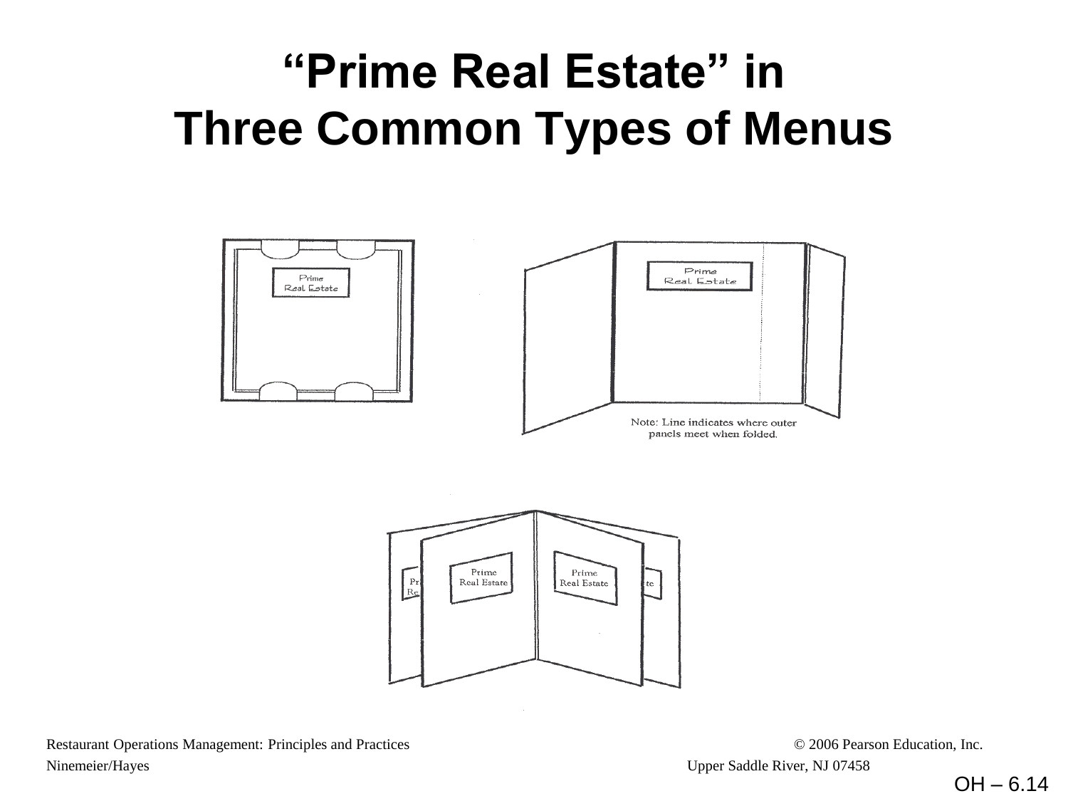# "Prime Real Estate" in Three Common Types of Menus

Prime Real Estate

Prime Real Estate

Note: Line indicates where outer panels meet when folded.

Prime Real Estate

Prime Real Estate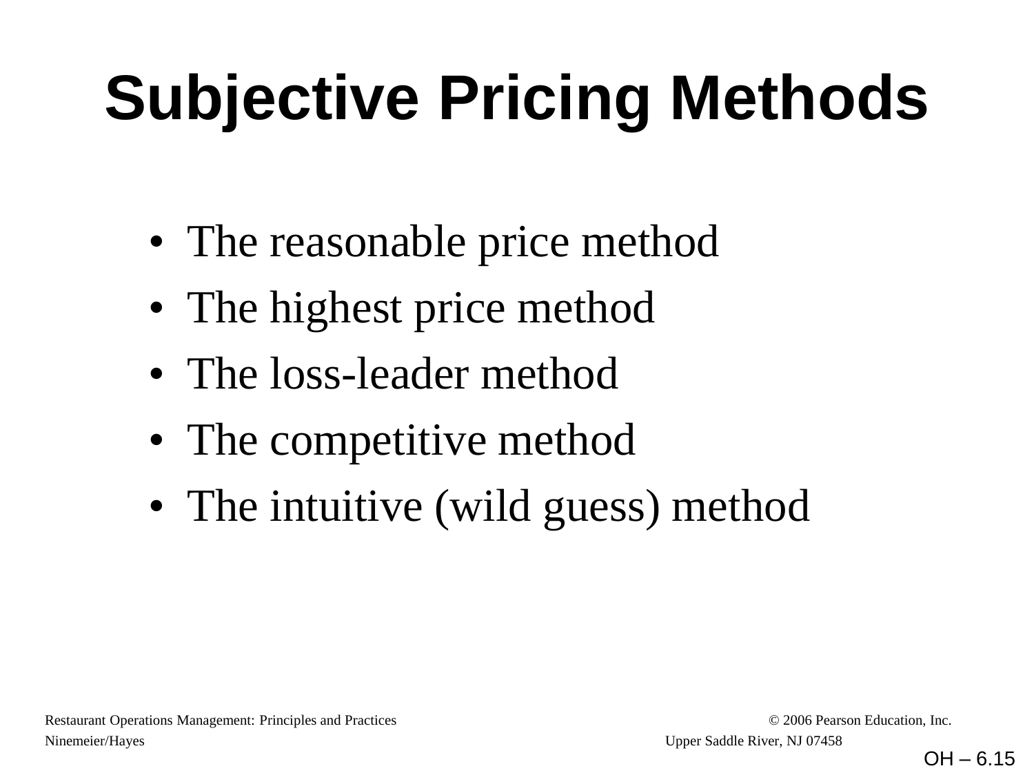# Subjective Pricing Methods

- The reasonable price method
- The highest price method
- The loss-leader method
- The competitive method
- The intuitive (wild guess) method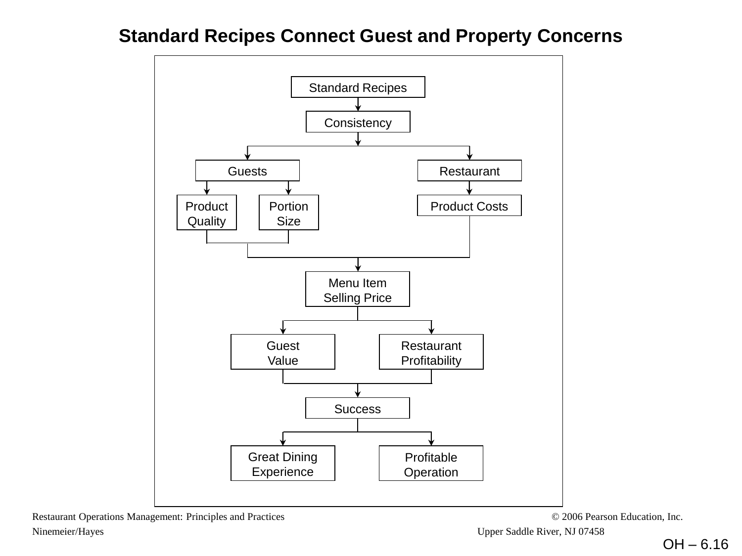# Standard Recipes Connect Guest and Property Concerns

- Standard Recipes
  - Consistency
    - Guests
      - Product Quality
      - Portion Size
    - Restaurant
      - Product Costs
- Product Quality, Portion Size, and Product Costs → Menu Item Selling Price
  - Guest Value
  - Restaurant Profitability
- Guest Value and Restaurant Profitability → Success
  - Great Dining Experience
  - Profitable Operation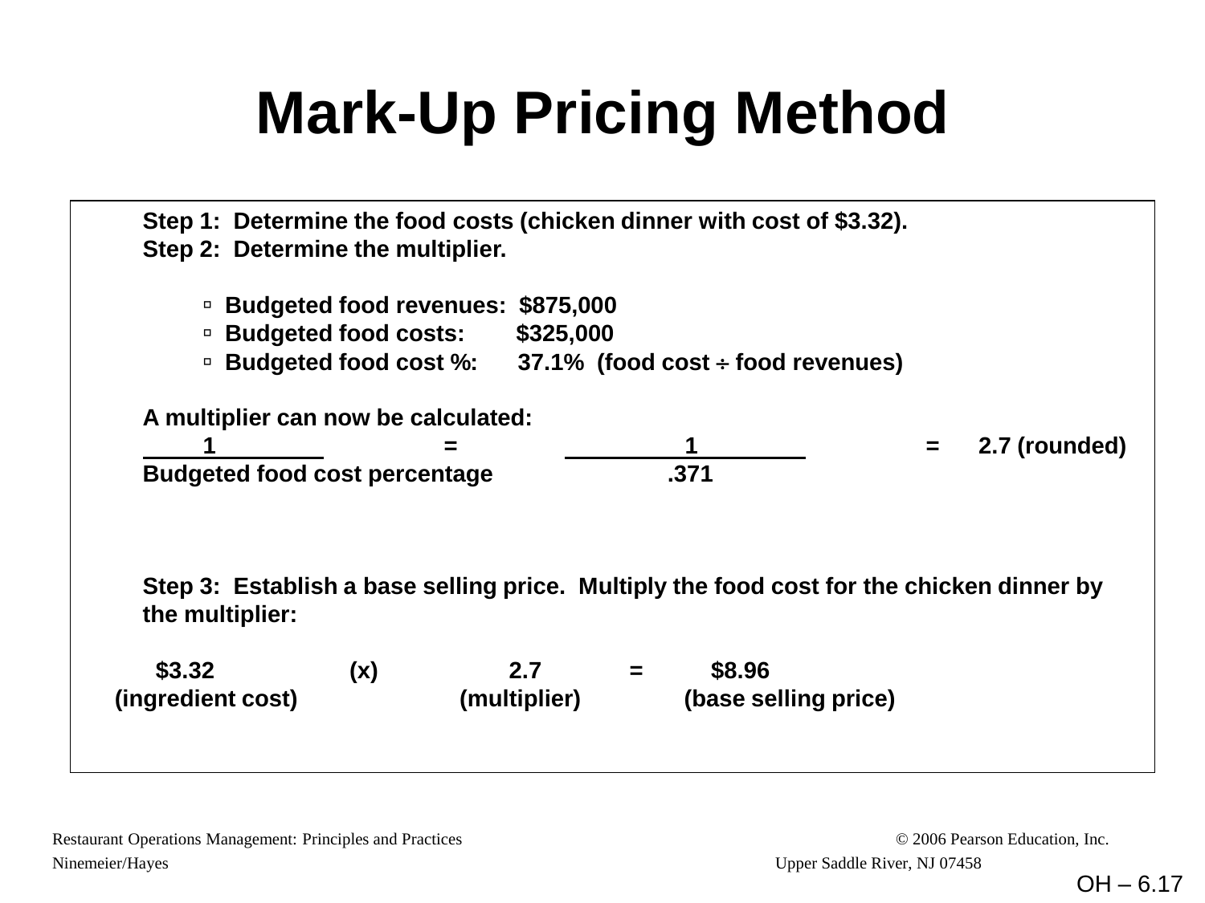# Mark-Up Pricing Method

Step 1: Determine the food costs (chicken dinner with cost of $3.32).

Step 2: Determine the multiplier.

- Budgeted food revenues: $875,000
- Budgeted food costs: $325,000
- Budgeted food cost %: 37.1% (food cost ÷ food revenues)

A multiplier can now be calculated:

$$\frac{1}{\text{Budgeted food cost percentage}} = \frac{1}{.371} = 2.7 \text{ (rounded)}$$

Step 3: Establish a base selling price. Multiply the food cost for the chicken dinner by the multiplier:

| $3.32 | (x) | 2.7 | = | $8.96 |
|---|---|---|---|---|
| (ingredient cost) | | (multiplier) | | (base selling price) |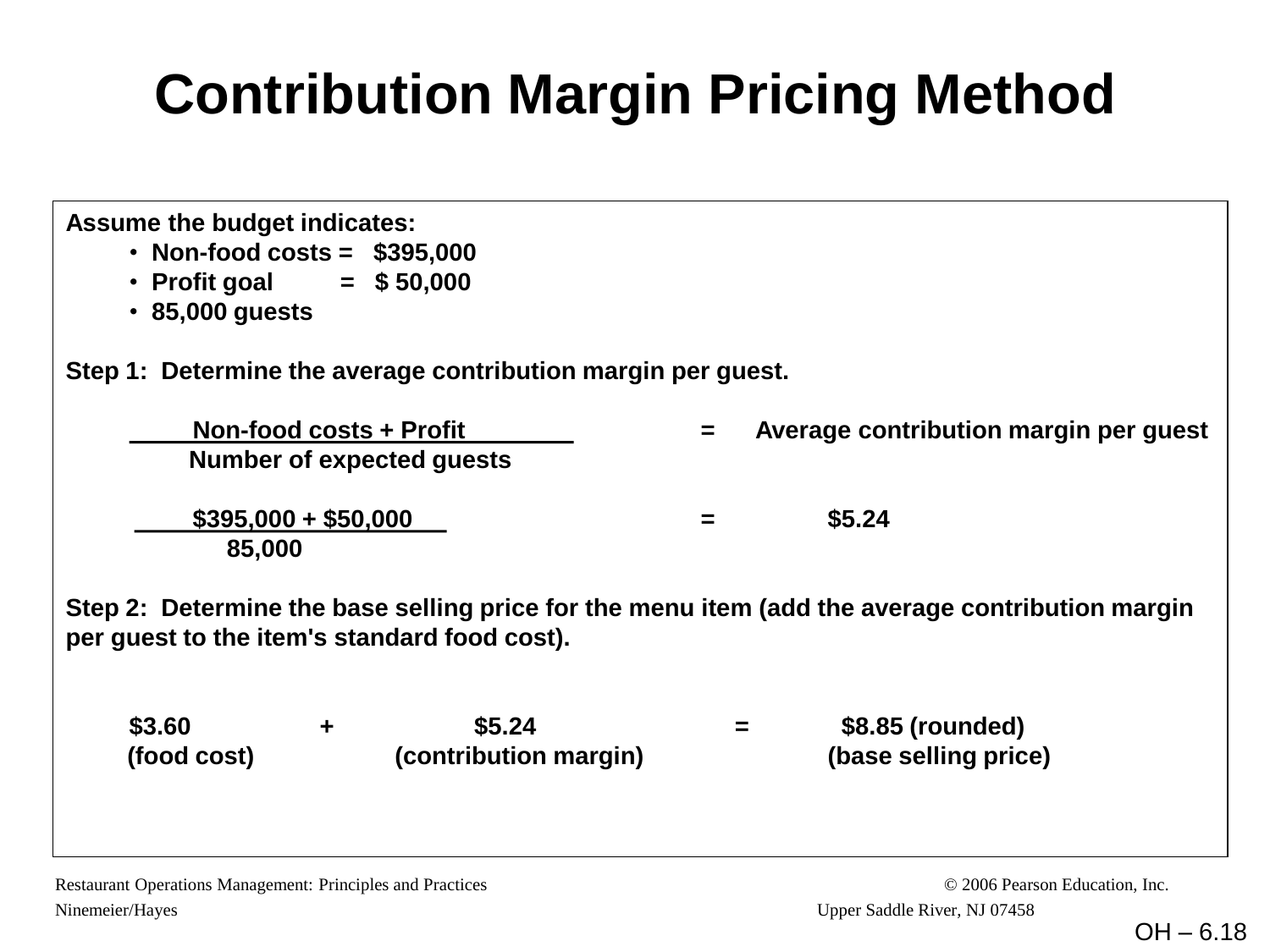# Contribution Margin Pricing Method

**Assume the budget indicates:**

- **Non-food costs = $395,000**
- **Profit goal = $ 50,000**
- **85,000 guests**

**Step 1: Determine the average contribution margin per guest.**

$$\frac{\text{Non-food costs + Profit}}{\text{Number of expected guests}} = \text{Average contribution margin per guest}$$

$$\frac{\$395{,}000 + \$50{,}000}{85{,}000} = \$5.24$$

**Step 2: Determine the base selling price for the menu item (add the average contribution margin per guest to the item's standard food cost).**

| $3.60 | + | $5.24 | = | $8.85 (rounded) |
|---|---|---|---|---|
| (food cost) | | (contribution margin) | | (base selling price) |

Restaurant Operations Management: Principles and Practices
Ninemeier/Hayes

© 2006 Pearson Education, Inc.
Upper Saddle River, NJ 07458

OH – 6.18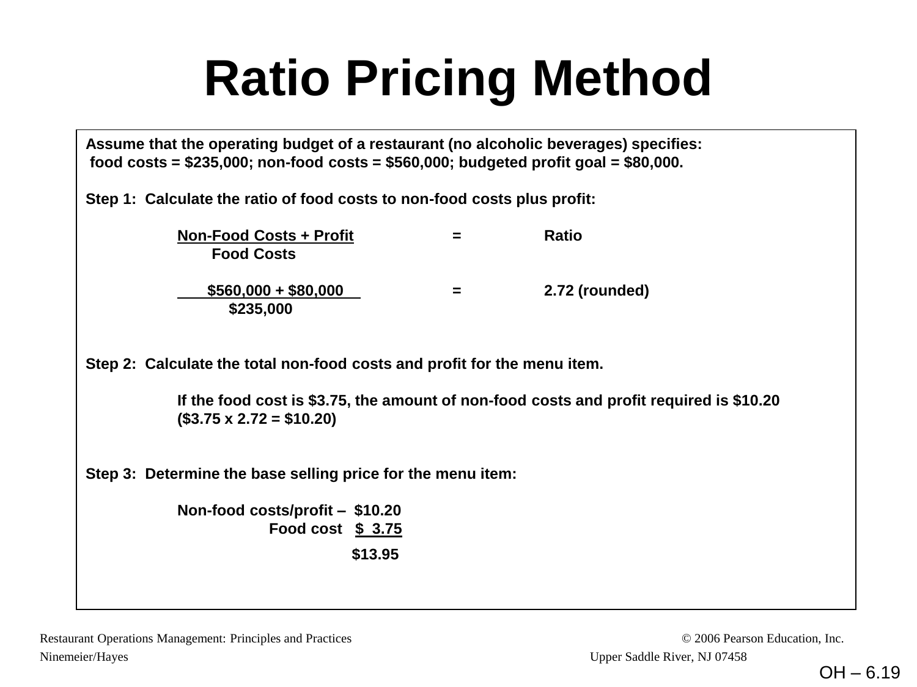# Ratio Pricing Method

**Assume that the operating budget of a restaurant (no alcoholic beverages) specifies:**
**food costs = $235,000; non-food costs = $560,000; budgeted profit goal = $80,000.**

**Step 1: Calculate the ratio of food costs to non-food costs plus profit:**

$$\frac{\text{Non-Food Costs + Profit}}{\text{Food Costs}} = \text{Ratio}$$

$$\frac{\$560,000 + \$80,000}{\$235,000} = 2.72 \text{ (rounded)}$$

**Step 2: Calculate the total non-food costs and profit for the menu item.**

**If the food cost is $3.75, the amount of non-food costs and profit required is $10.20**
**($3.75 x 2.72 = $10.20)**

**Step 3: Determine the base selling price for the menu item:**

| | |
|---|---|
| **Non-food costs/profit –** | **$10.20** |
| **Food cost** | **$ 3.75** |
| | **$13.95** |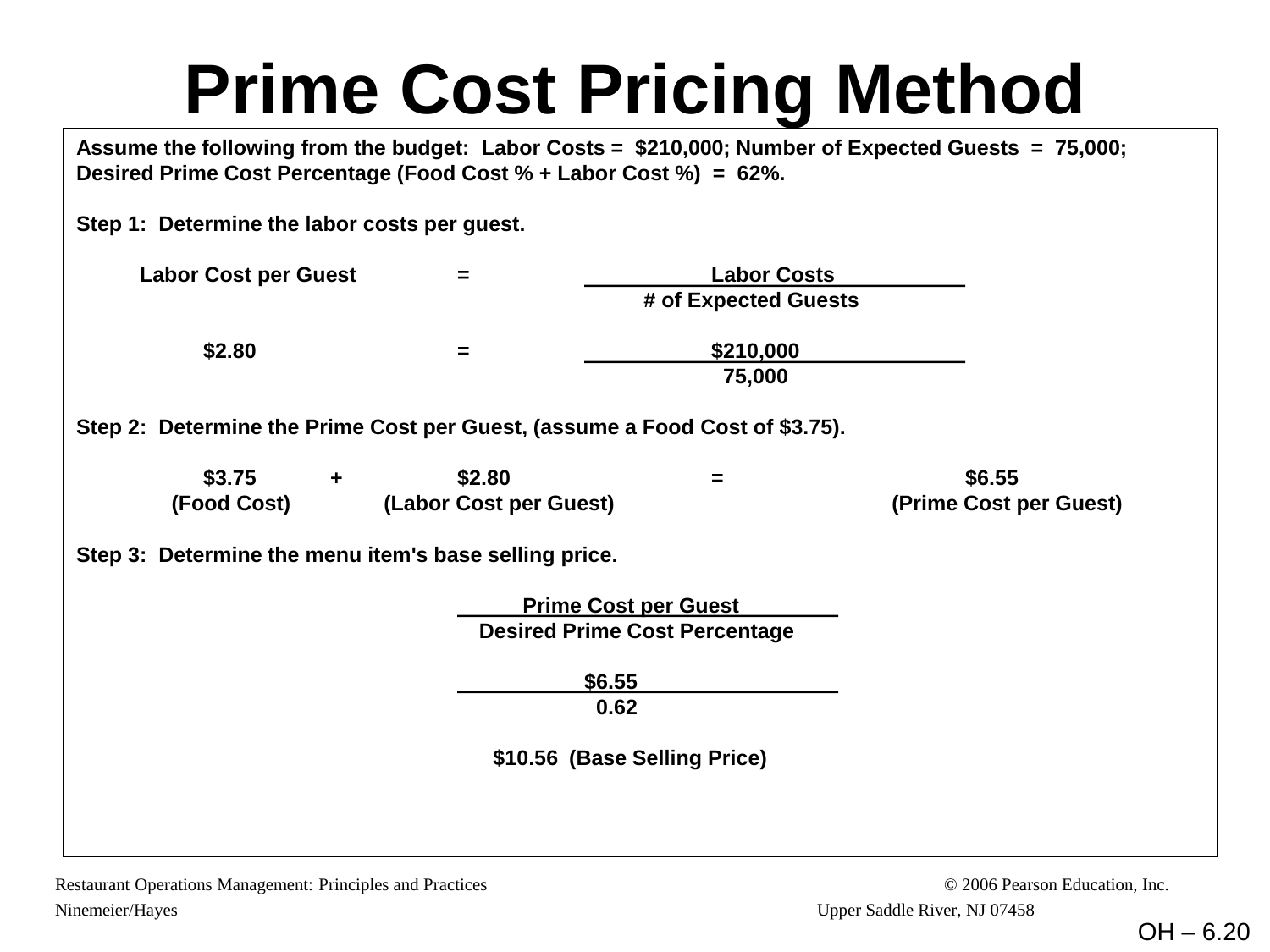# Prime Cost Pricing Method

**Assume the following from the budget: Labor Costs = $210,000; Number of Expected Guests = 75,000; Desired Prime Cost Percentage (Food Cost % + Labor Cost %) = 62%.**

**Step 1: Determine the labor costs per guest.**

$$\text{Labor Cost per Guest} = \frac{\text{Labor Costs}}{\text{\# of Expected Guests}}$$

$$\$2.80 = \frac{\$210{,}000}{75{,}000}$$

**Step 2: Determine the Prime Cost per Guest, (assume a Food Cost of $3.75).**

$$\underset{\text{(Food Cost)}}{\$3.75} + \underset{\text{(Labor Cost per Guest)}}{\$2.80} = \underset{\text{(Prime Cost per Guest)}}{\$6.55}$$

**Step 3: Determine the menu item's base selling price.**

$$\frac{\text{Prime Cost per Guest}}{\text{Desired Prime Cost Percentage}}$$

$$\frac{\$6.55}{0.62}$$

**$10.56 (Base Selling Price)**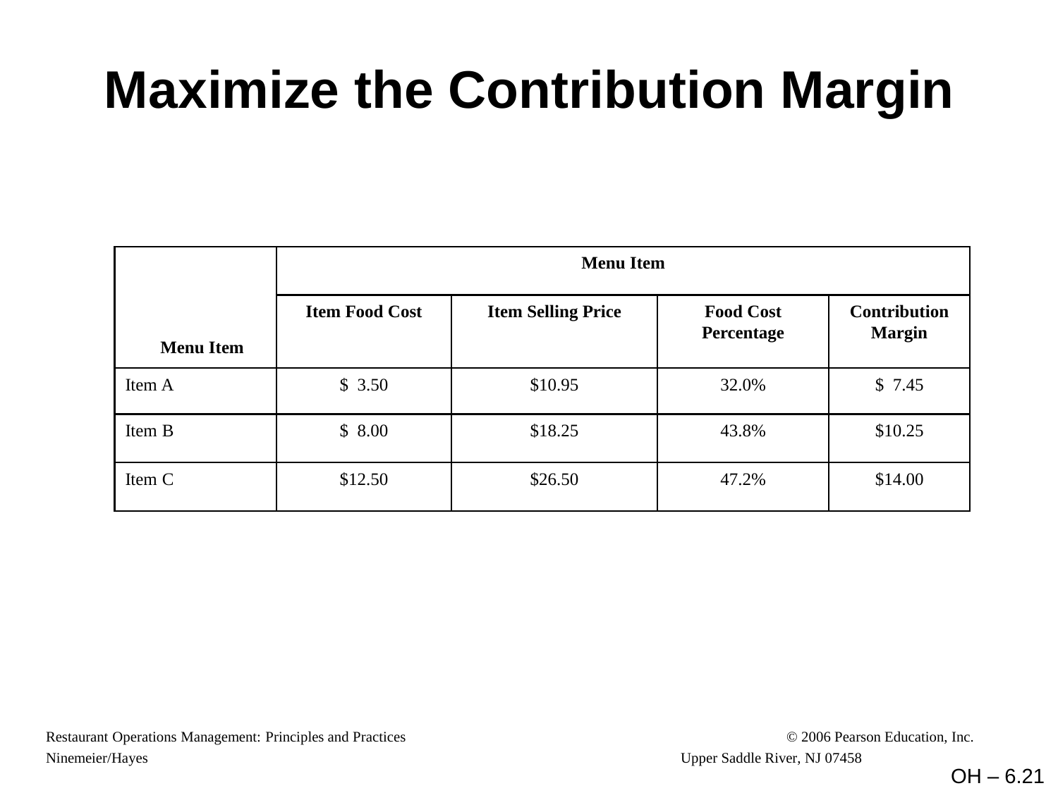# Maximize the Contribution Margin

| Menu Item | Menu Item | | | |
|---|---|---|---|---|
| | Item Food Cost | Item Selling Price | Food Cost Percentage | Contribution Margin |
| Item A | $ 3.50 | $10.95 | 32.0% | $ 7.45 |
| Item B | $ 8.00 | $18.25 | 43.8% | $10.25 |
| Item C | $12.50 | $26.50 | 47.2% | $14.00 |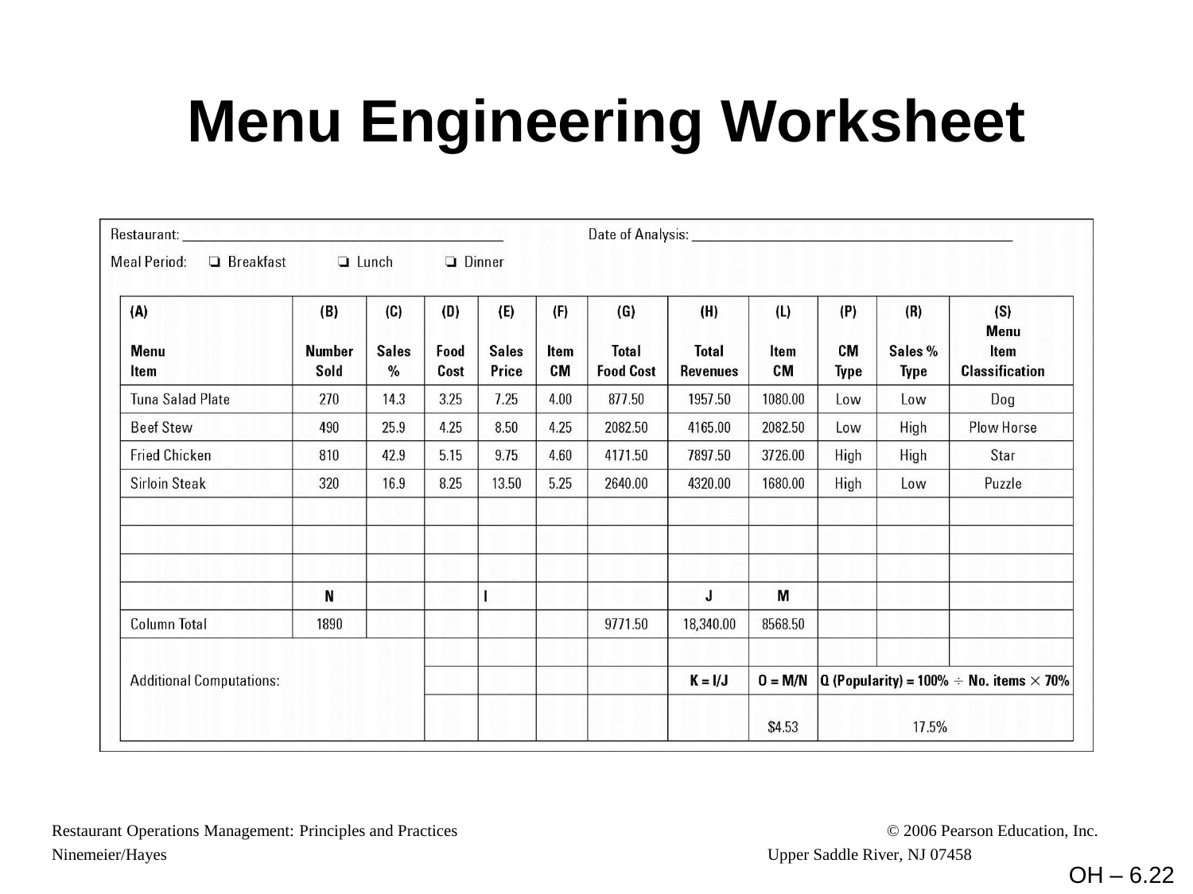# Menu Engineering Worksheet

Restaurant: ______________________ Date of Analysis: ______________________

Meal Period: ❏ Breakfast ❏ Lunch ❏ Dinner

| (A) Menu Item | (B) Number Sold | (C) Sales % | (D) Food Cost | (E) Sales Price | (F) Item CM | (G) Total Food Cost | (H) Total Revenues | (L) Item CM | (P) CM Type | (R) Sales % Type | (S) Menu Item Classification |
|---|---|---|---|---|---|---|---|---|---|---|---|
| Tuna Salad Plate | 270 | 14.3 | 3.25 | 7.25 | 4.00 | 877.50 | 1957.50 | 1080.00 | Low | Low | Dog |
| Beef Stew | 490 | 25.9 | 4.25 | 8.50 | 4.25 | 2082.50 | 4165.00 | 2082.50 | Low | High | Plow Horse |
| Fried Chicken | 810 | 42.9 | 5.15 | 9.75 | 4.60 | 4171.50 | 7897.50 | 3726.00 | High | High | Star |
| Sirloin Steak | 320 | 16.9 | 8.25 | 13.50 | 5.25 | 2640.00 | 4320.00 | 1680.00 | High | Low | Puzzle |
| | | | | | | | | | | | |
| | | | | | | | | | | | |
| | | | | | | | | | | | |
| | N | | | I | | | J | M | | | |
| Column Total | 1890 | | | | | 9771.50 | 18,340.00 | 8568.50 | | | |
| | | | | | | | | | | | |
| Additional Computations: | | | | | | | K = I/J | O = M/N | Q (Popularity) = 100% ÷ No. items × 70% | | |
| | | | | | | | | $4.53 | 17.5% | | |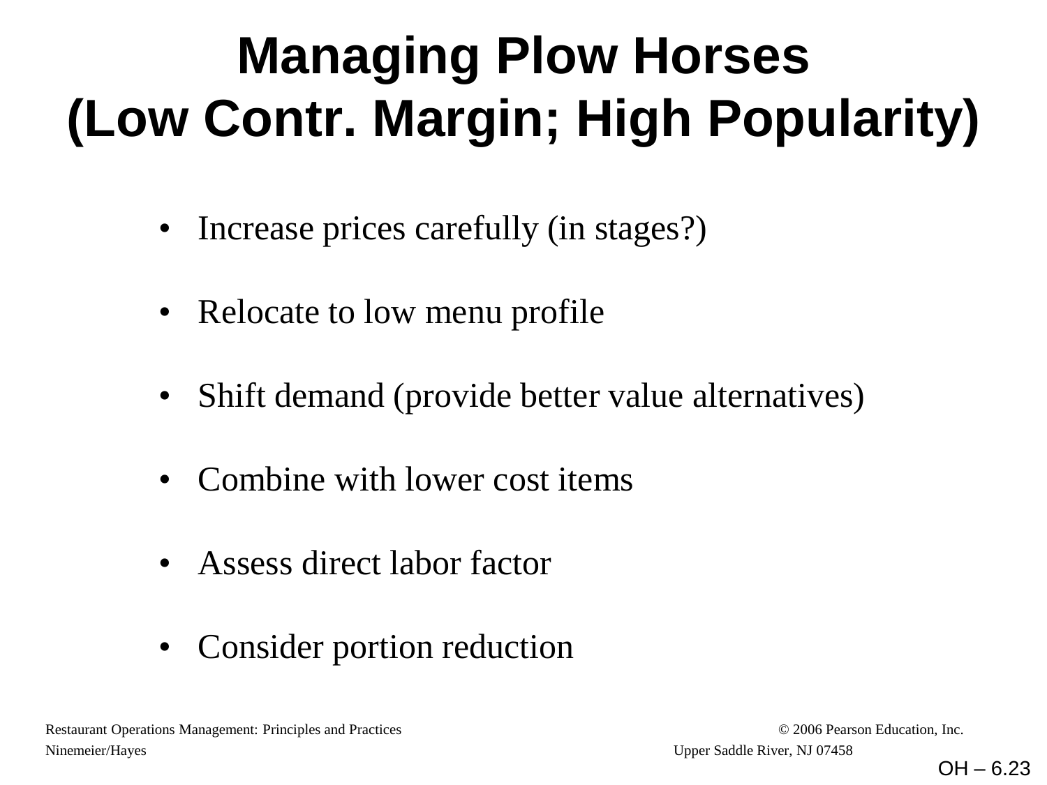# Managing Plow Horses (Low Contr. Margin; High Popularity)

- Increase prices carefully (in stages?)
- Relocate to low menu profile
- Shift demand (provide better value alternatives)
- Combine with lower cost items
- Assess direct labor factor
- Consider portion reduction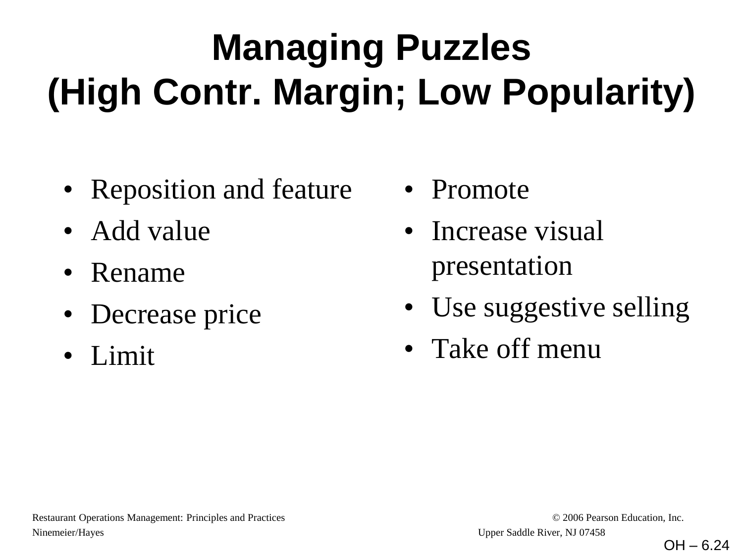# Managing Puzzles (High Contr. Margin; Low Popularity)

- Reposition and feature
- Add value
- Rename
- Decrease price
- Limit
- Promote
- Increase visual presentation
- Use suggestive selling
- Take off menu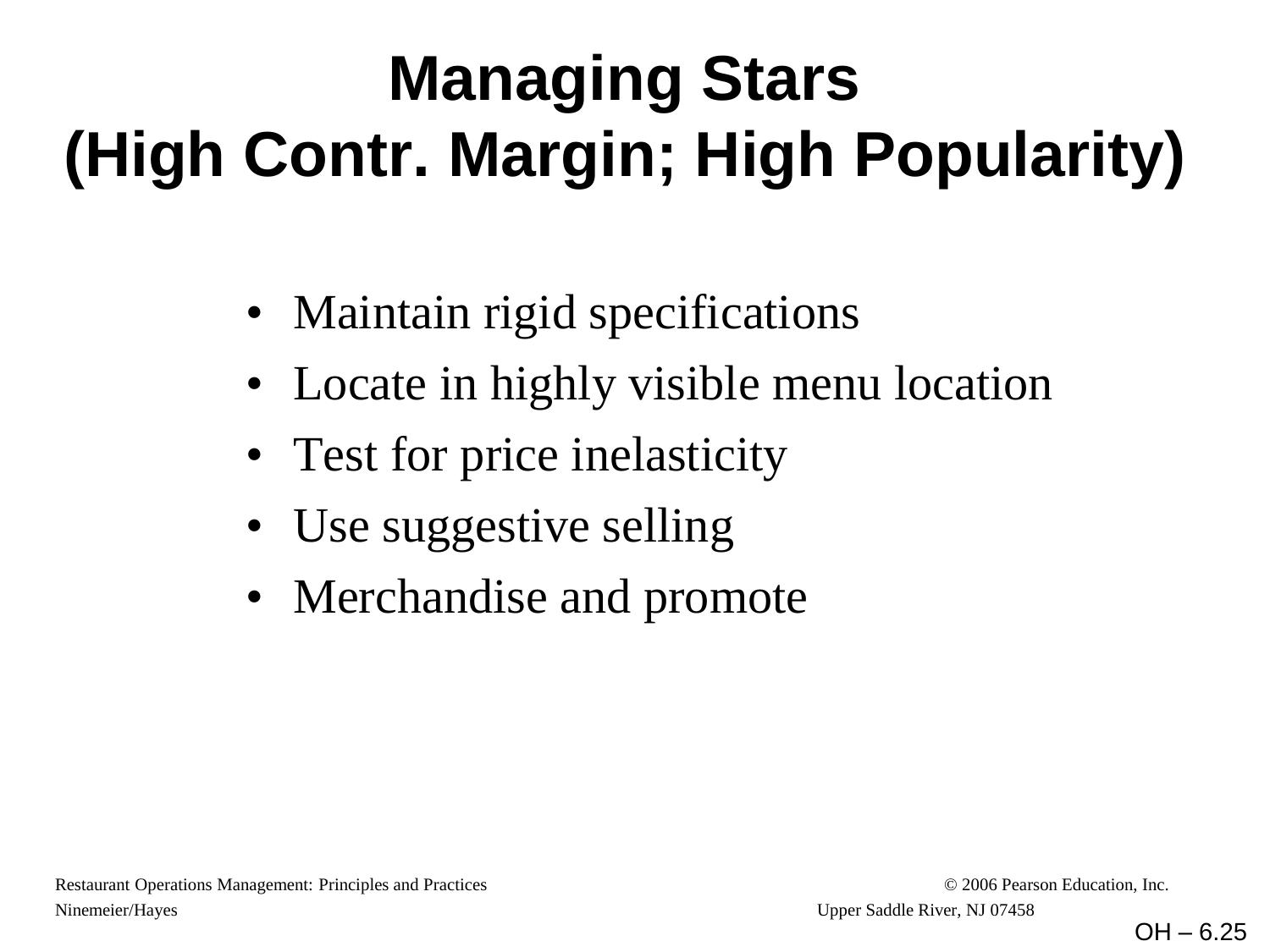# Managing Stars
# (High Contr. Margin; High Popularity)

- Maintain rigid specifications
- Locate in highly visible menu location
- Test for price inelasticity
- Use suggestive selling
- Merchandise and promote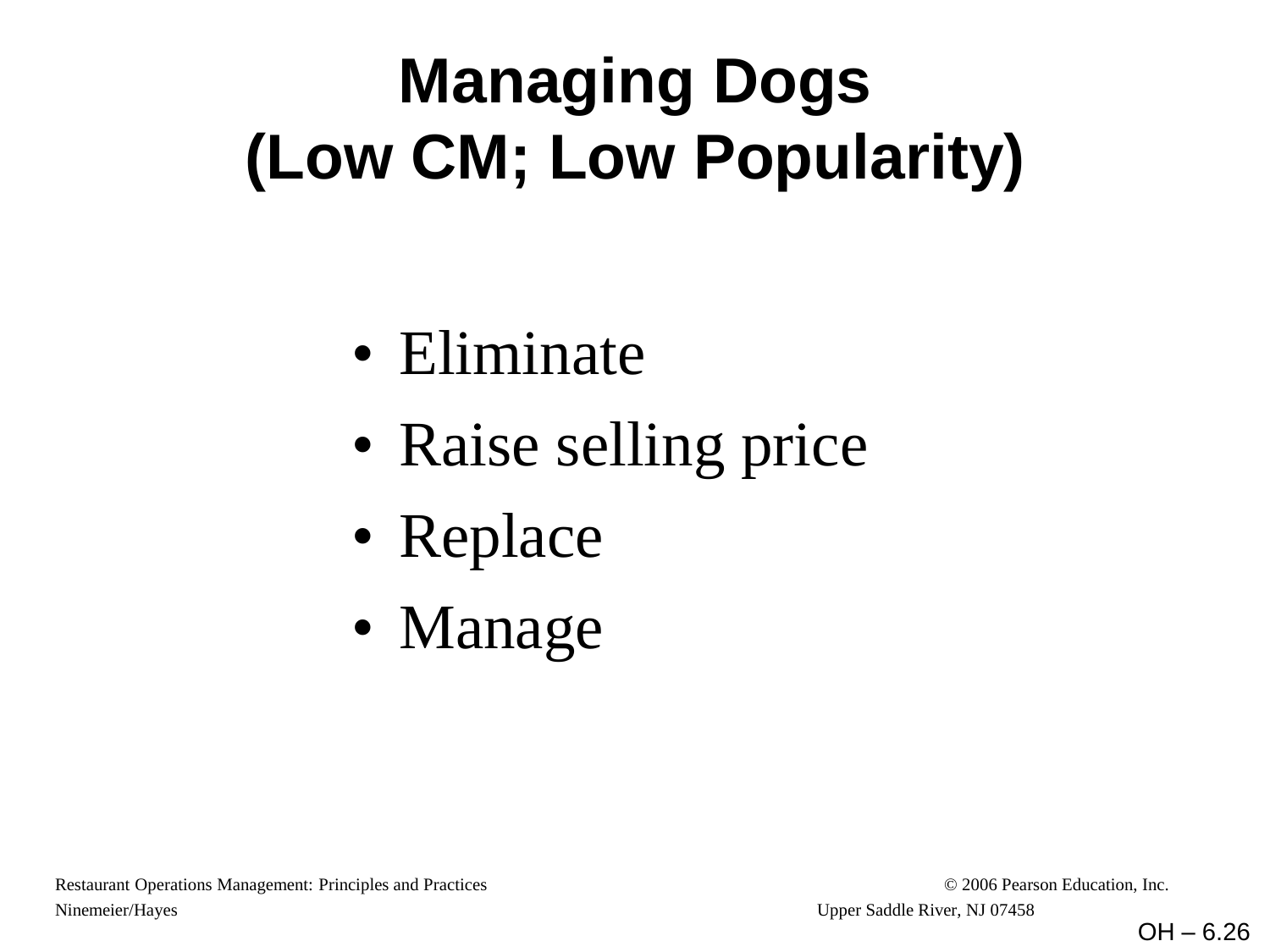# Managing Dogs (Low CM; Low Popularity)

- Eliminate
- Raise selling price
- Replace
- Manage